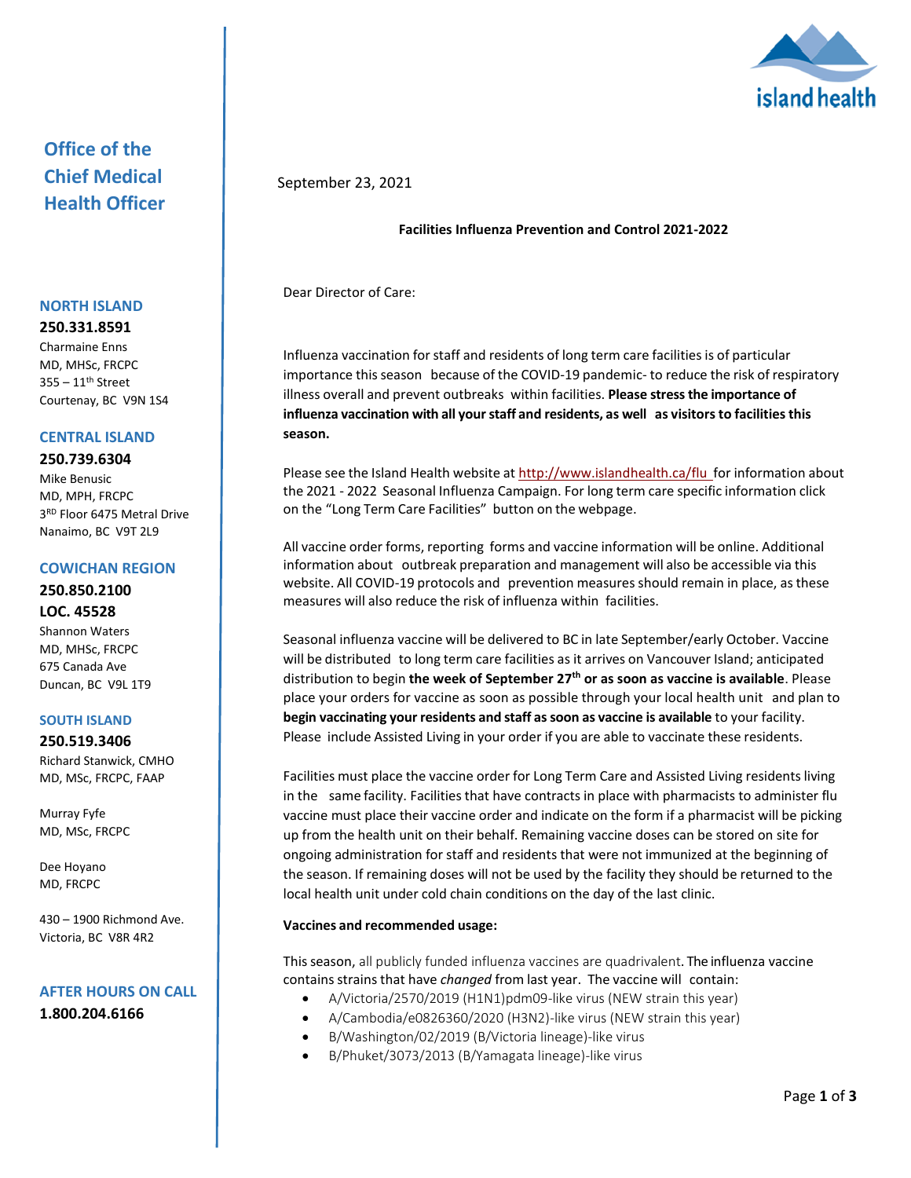# Office of the Chief Medical Health Officer

**NORTH ISLAND**
**250.331.8591**
Charmaine Enns
MD, MHSc, FRCPC
355 – 11th Street
Courtenay, BC V9N 1S4

**CENTRAL ISLAND**
**250.739.6304**
Mike Benusic
MD, MPH, FRCPC
3RD Floor 6475 Metral Drive
Nanaimo, BC V9T 2L9

**COWICHAN REGION**
**250.850.2100**
**LOC. 45528**
Shannon Waters
MD, MHSc, FRCPC
675 Canada Ave
Duncan, BC V9L 1T9

**SOUTH ISLAND**
**250.519.3406**
Richard Stanwick, CMHO
MD, MSc, FRCPC, FAAP

Murray Fyfe
MD, MSc, FRCPC

Dee Hoyano
MD, FRCPC

430 – 1900 Richmond Ave.
Victoria, BC V8R 4R2

**AFTER HOURS ON CALL**
**1.800.204.6166**

island health

September 23, 2021

**Facilities Influenza Prevention and Control 2021-2022**

Dear Director of Care:

Influenza vaccination for staff and residents of long term care facilities is of particular importance this season because of the COVID-19 pandemic- to reduce the risk of respiratory illness overall and prevent outbreaks within facilities. **Please stress the importance of influenza vaccination with all your staff and residents, as well as visitors to facilities this season.**

Please see the Island Health website at http://www.islandhealth.ca/flu for information about the 2021 - 2022 Seasonal Influenza Campaign. For long term care specific information click on the "Long Term Care Facilities" button on the webpage.

All vaccine order forms, reporting forms and vaccine information will be online. Additional information about outbreak preparation and management will also be accessible via this website. All COVID-19 protocols and prevention measures should remain in place, as these measures will also reduce the risk of influenza within facilities.

Seasonal influenza vaccine will be delivered to BC in late September/early October. Vaccine will be distributed to long term care facilities as it arrives on Vancouver Island; anticipated distribution to begin **the week of September 27th or as soon as vaccine is available**. Please place your orders for vaccine as soon as possible through your local health unit and plan to **begin vaccinating your residents and staff as soon as vaccine is available** to your facility. Please include Assisted Living in your order if you are able to vaccinate these residents.

Facilities must place the vaccine order for Long Term Care and Assisted Living residents living in the same facility. Facilities that have contracts in place with pharmacists to administer flu vaccine must place their vaccine order and indicate on the form if a pharmacist will be picking up from the health unit on their behalf. Remaining vaccine doses can be stored on site for ongoing administration for staff and residents that were not immunized at the beginning of the season. If remaining doses will not be used by the facility they should be returned to the local health unit under cold chain conditions on the day of the last clinic.

**Vaccines and recommended usage:**

This season, all publicly funded influenza vaccines are quadrivalent. The influenza vaccine contains strains that have *changed* from last year. The vaccine will contain:

- A/Victoria/2570/2019 (H1N1)pdm09-like virus (NEW strain this year)
- A/Cambodia/e0826360/2020 (H3N2)-like virus (NEW strain this year)
- B/Washington/02/2019 (B/Victoria lineage)-like virus
- B/Phuket/3073/2013 (B/Yamagata lineage)-like virus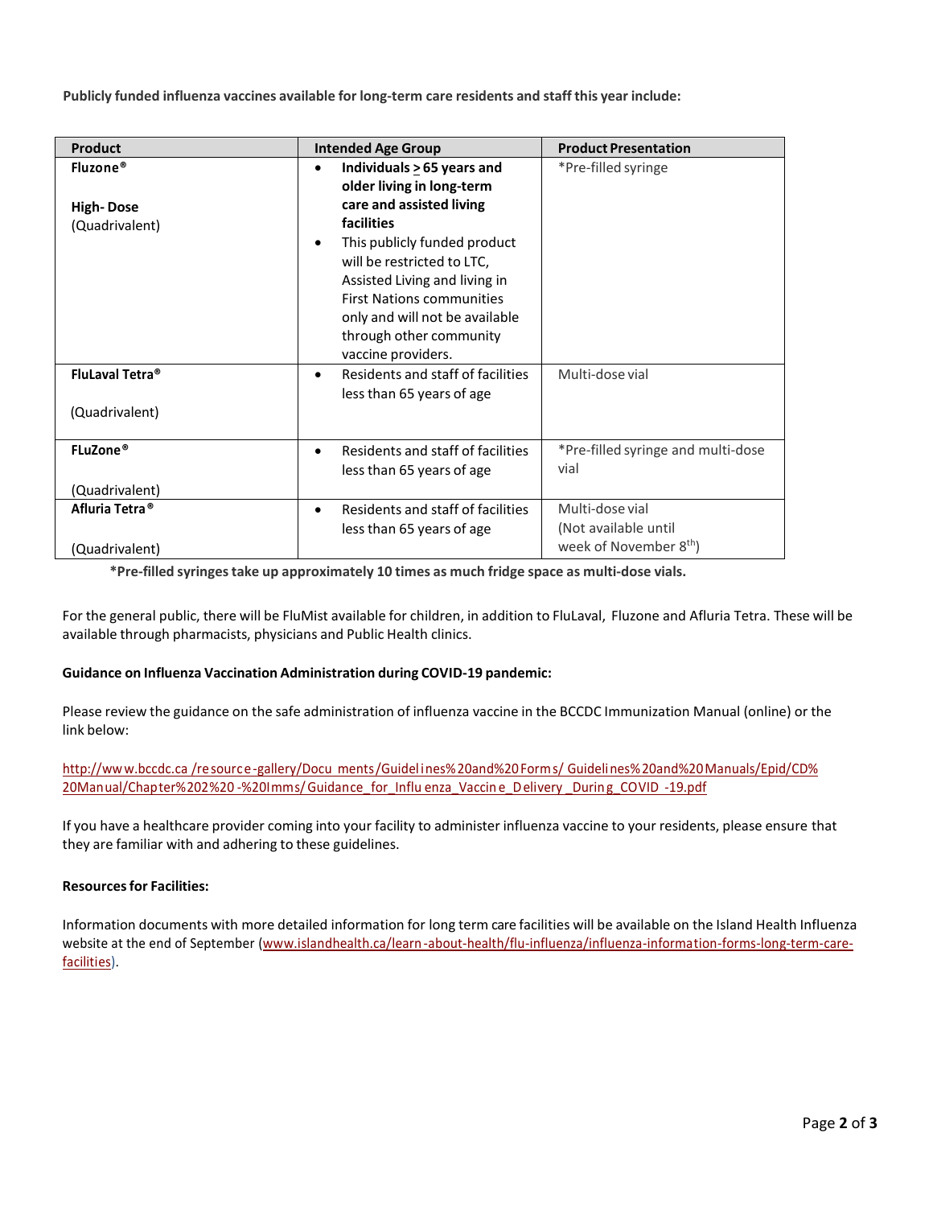**Publicly funded influenza vaccines available for long-term care residents and staff this year include:**

| Product | Intended Age Group | Product Presentation |
| --- | --- | --- |
| **Fluzone®**<br><br>**High- Dose**<br>(Quadrivalent) | • **Individuals ≥ 65 years and older living in long-term care and assisted living facilities**<br>• This publicly funded product will be restricted to LTC, Assisted Living and living in First Nations communities only and will not be available through other community vaccine providers. | *Pre-filled syringe |
| **FluLaval Tetra®**<br><br>(Quadrivalent) | • Residents and staff of facilities less than 65 years of age | Multi-dose vial |
| **FLuZone®**<br><br>(Quadrivalent) | • Residents and staff of facilities less than 65 years of age | *Pre-filled syringe and multi-dose vial |
| **Afluria Tetra®**<br><br>(Quadrivalent) | • Residents and staff of facilities less than 65 years of age | Multi-dose vial<br>(Not available until week of November 8th) |

**\*Pre-filled syringes take up approximately 10 times as much fridge space as multi-dose vials.**

For the general public, there will be FluMist available for children, in addition to FluLaval, Fluzone and Afluria Tetra. These will be available through pharmacists, physicians and Public Health clinics.

**Guidance on Influenza Vaccination Administration during COVID-19 pandemic:**

Please review the guidance on the safe administration of influenza vaccine in the BCCDC Immunization Manual (online) or the link below:

http://www.bccdc.ca/resource-gallery/Documents/Guidelines%20and%20Forms/Guidelines%20and%20Manuals/Epid/CD%20Manual/Chapter%202%20-%20Imms/Guidance_for_Influenza_Vaccine_Delivery_During_COVID-19.pdf

If you have a healthcare provider coming into your facility to administer influenza vaccine to your residents, please ensure that they are familiar with and adhering to these guidelines.

**Resources for Facilities:**

Information documents with more detailed information for long term care facilities will be available on the Island Health Influenza website at the end of September (www.islandhealth.ca/learn-about-health/flu-influenza/influenza-information-forms-long-term-care-facilities).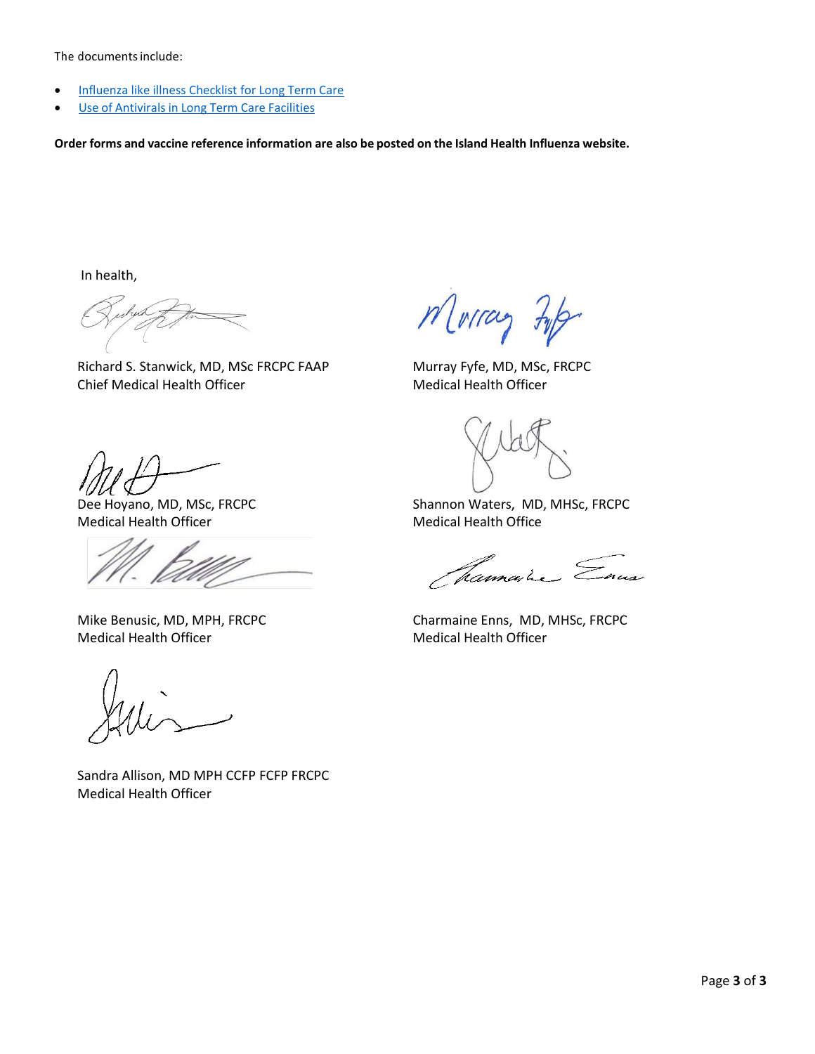The documents include:

- Influenza like illness Checklist for Long Term Care
- Use of Antivirals in Long Term Care Facilities

**Order forms and vaccine reference information are also be posted on the Island Health Influenza website.**

In health,

Richard S. Stanwick, MD, MSc FRCPC FAAP
Chief Medical Health Officer

Murray Fyfe, MD, MSc, FRCPC
Medical Health Officer

Dee Hoyano, MD, MSc, FRCPC
Medical Health Officer

Shannon Waters, MD, MHSc, FRCPC
Medical Health Office

Mike Benusic, MD, MPH, FRCPC
Medical Health Officer

Charmaine Enns, MD, MHSc, FRCPC
Medical Health Officer

Sandra Allison, MD MPH CCFP FCFP FRCPC
Medical Health Officer